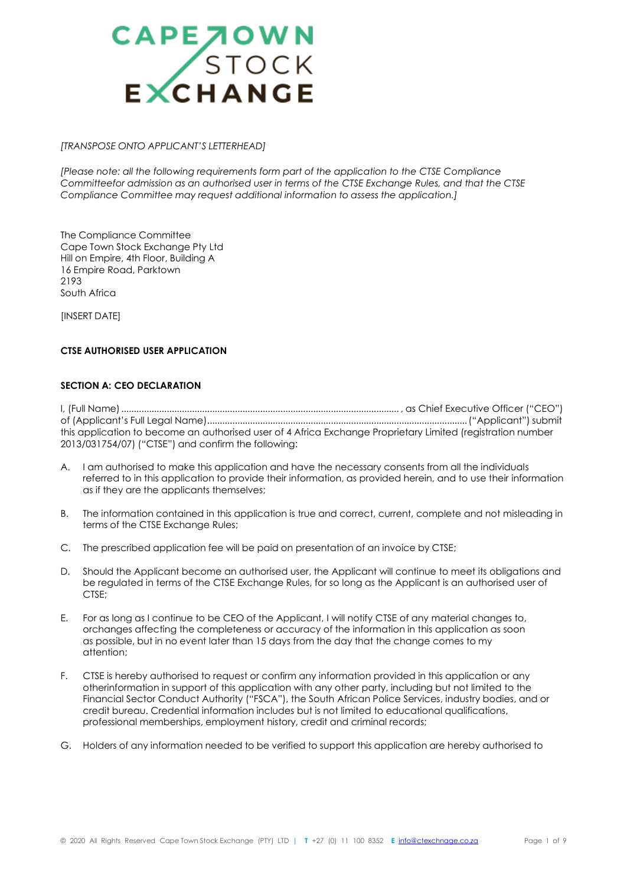*[TRANSPOSE ONTO APPLICANT'S LETTERHEAD]*

*[Please note: all the following requirements form part of the application to the CTSE Compliance Committeefor admission as an authorised user in terms of the CTSE Exchange Rules, and that the CTSE Compliance Committee may request additional information to assess the application.]*

The Compliance Committee
Cape Town Stock Exchange Pty Ltd
Hill on Empire, 4th Floor, Building A
16 Empire Road, Parktown
2193
South Africa

[INSERT DATE]

**CTSE AUTHORISED USER APPLICATION**

**SECTION A: CEO DECLARATION**

I, (Full Name) .............................................................................................................. , as Chief Executive Officer ("CEO") of (Applicant's Full Legal Name)...................................................................................................... ("Applicant") submit this application to become an authorised user of 4 Africa Exchange Proprietary Limited (registration number 2013/031754/07) ("CTSE") and confirm the following:

A. I am authorised to make this application and have the necessary consents from all the individuals referred to in this application to provide their information, as provided herein, and to use their information as if they are the applicants themselves;

B. The information contained in this application is true and correct, current, complete and not misleading in terms of the CTSE Exchange Rules;

C. The prescribed application fee will be paid on presentation of an invoice by CTSE;

D. Should the Applicant become an authorised user, the Applicant will continue to meet its obligations and be regulated in terms of the CTSE Exchange Rules, for so long as the Applicant is an authorised user of CTSE;

E. For as long as I continue to be CEO of the Applicant, I will notify CTSE of any material changes to, orchanges affecting the completeness or accuracy of the information in this application as soon as possible, but in no event later than 15 days from the day that the change comes to my attention;

F. CTSE is hereby authorised to request or confirm any information provided in this application or any otherinformation in support of this application with any other party, including but not limited to the Financial Sector Conduct Authority ("FSCA"), the South African Police Services, industry bodies, and or credit bureau. Credential information includes but is not limited to educational qualifications, professional memberships, employment history, credit and criminal records;

G. Holders of any information needed to be verified to support this application are hereby authorised to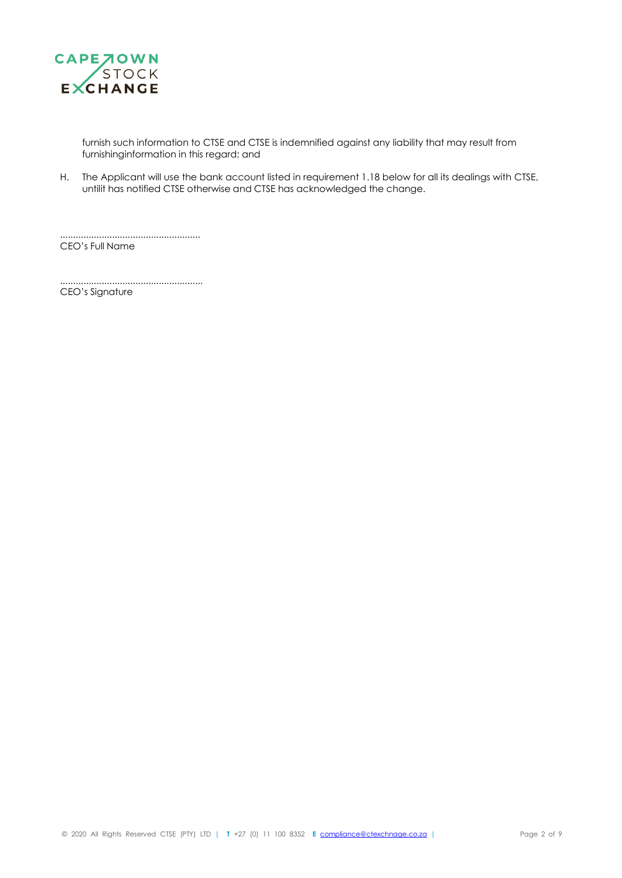furnish such information to CTSE and CTSE is indemnified against any liability that may result from furnishinginformation in this regard; and

H. The Applicant will use the bank account listed in requirement 1.18 below for all its dealings with CTSE, untilit has notified CTSE otherwise and CTSE has acknowledged the change.

......................................................
CEO's Full Name

......................................................
CEO's Signature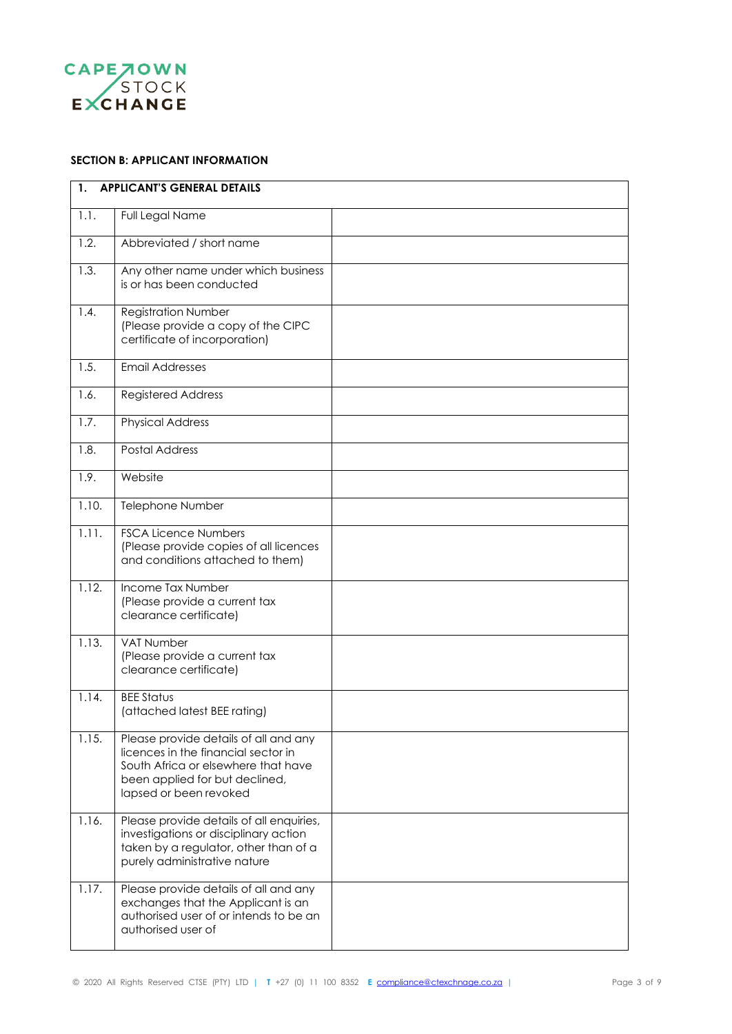#### SECTION B: APPLICANT INFORMATION

| 1. | APPLICANT'S GENERAL DETAILS | |
|---|---|---|
| 1.1. | Full Legal Name | |
| 1.2. | Abbreviated / short name | |
| 1.3. | Any other name under which business is or has been conducted | |
| 1.4. | Registration Number (Please provide a copy of the CIPC certificate of incorporation) | |
| 1.5. | Email Addresses | |
| 1.6. | Registered Address | |
| 1.7. | Physical Address | |
| 1.8. | Postal Address | |
| 1.9. | Website | |
| 1.10. | Telephone Number | |
| 1.11. | FSCA Licence Numbers (Please provide copies of all licences and conditions attached to them) | |
| 1.12. | Income Tax Number (Please provide a current tax clearance certificate) | |
| 1.13. | VAT Number (Please provide a current tax clearance certificate) | |
| 1.14. | BEE Status (attached latest BEE rating) | |
| 1.15. | Please provide details of all and any licences in the financial sector in South Africa or elsewhere that have been applied for but declined, lapsed or been revoked | |
| 1.16. | Please provide details of all enquiries, investigations or disciplinary action taken by a regulator, other than of a purely administrative nature | |
| 1.17. | Please provide details of all and any exchanges that the Applicant is an authorised user of or intends to be an authorised user of | |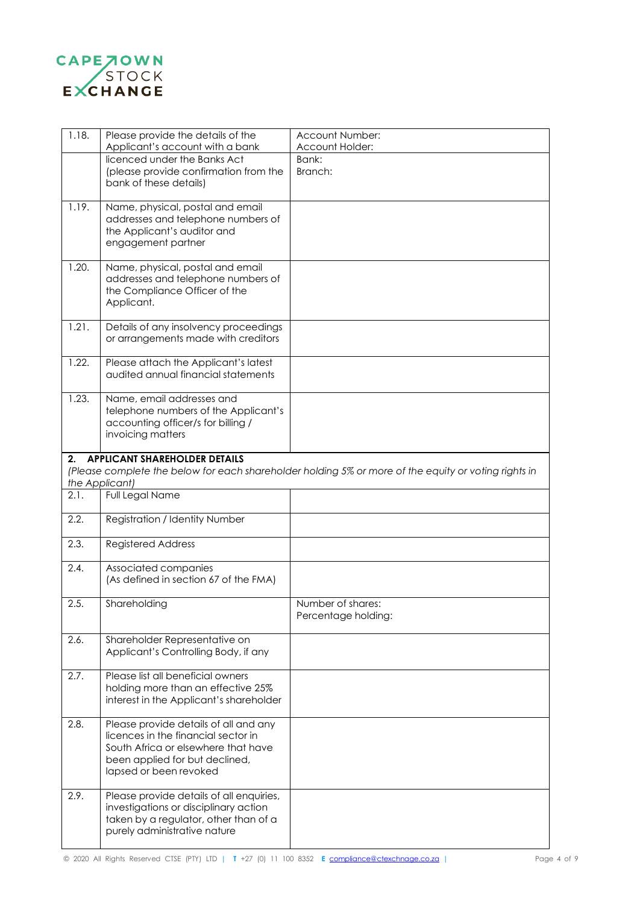| | | |
|---|---|---|
| 1.18. | Please provide the details of the Applicant's account with a bank licenced under the Banks Act (please provide confirmation from the bank of these details) | Account Number:<br>Account Holder:<br>Bank:<br>Branch: |
| 1.19. | Name, physical, postal and email addresses and telephone numbers of the Applicant's auditor and engagement partner | |
| 1.20. | Name, physical, postal and email addresses and telephone numbers of the Compliance Officer of the Applicant. | |
| 1.21. | Details of any insolvency proceedings or arrangements made with creditors | |
| 1.22. | Please attach the Applicant's latest audited annual financial statements | |
| 1.23. | Name, email addresses and telephone numbers of the Applicant's accounting officer/s for billing / invoicing matters | |

**2. APPLICANT SHAREHOLDER DETAILS**

*(Please complete the below for each shareholder holding 5% or more of the equity or voting rights in the Applicant)*

| | | |
|---|---|---|
| 2.1. | Full Legal Name | |
| 2.2. | Registration / Identity Number | |
| 2.3. | Registered Address | |
| 2.4. | Associated companies<br>(As defined in section 67 of the FMA) | |
| 2.5. | Shareholding | Number of shares:<br>Percentage holding: |
| 2.6. | Shareholder Representative on Applicant's Controlling Body, if any | |
| 2.7. | Please list all beneficial owners holding more than an effective 25% interest in the Applicant's shareholder | |
| 2.8. | Please provide details of all and any licences in the financial sector in South Africa or elsewhere that have been applied for but declined, lapsed or been revoked | |
| 2.9. | Please provide details of all enquiries, investigations or disciplinary action taken by a regulator, other than of a purely administrative nature | |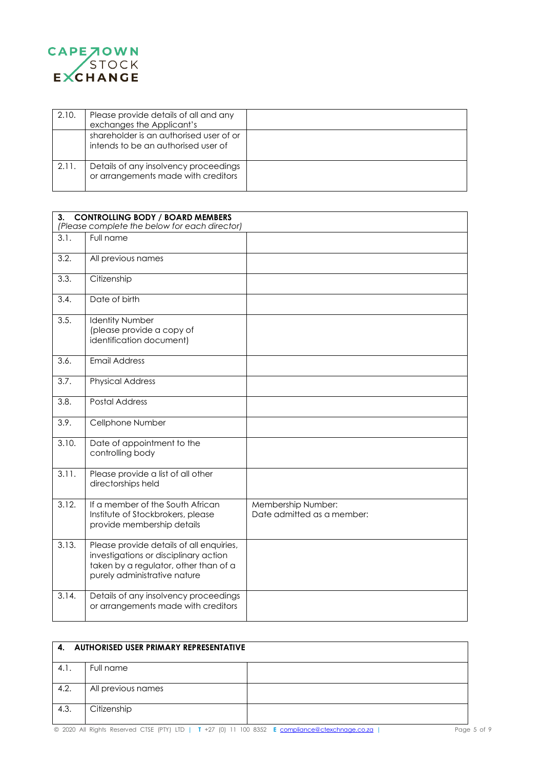| | | |
|---|---|---|
| 2.10. | Please provide details of all and any exchanges the Applicant's shareholder is an authorised user of or intends to be an authorised user of | |
| 2.11. | Details of any insolvency proceedings or arrangements made with creditors | |

| **3. CONTROLLING BODY / BOARD MEMBERS**<br>*(Please complete the below for each director)* | | |
|---|---|---|
| 3.1. | Full name | |
| 3.2. | All previous names | |
| 3.3. | Citizenship | |
| 3.4. | Date of birth | |
| 3.5. | Identity Number<br>(please provide a copy of identification document) | |
| 3.6. | Email Address | |
| 3.7. | Physical Address | |
| 3.8. | Postal Address | |
| 3.9. | Cellphone Number | |
| 3.10. | Date of appointment to the controlling body | |
| 3.11. | Please provide a list of all other directorships held | |
| 3.12. | If a member of the South African Institute of Stockbrokers, please provide membership details | Membership Number:<br>Date admitted as a member: |
| 3.13. | Please provide details of all enquiries, investigations or disciplinary action taken by a regulator, other than of a purely administrative nature | |
| 3.14. | Details of any insolvency proceedings or arrangements made with creditors | |

| **4. AUTHORISED USER PRIMARY REPRESENTATIVE** | | |
|---|---|---|
| 4.1. | Full name | |
| 4.2. | All previous names | |
| 4.3. | Citizenship | |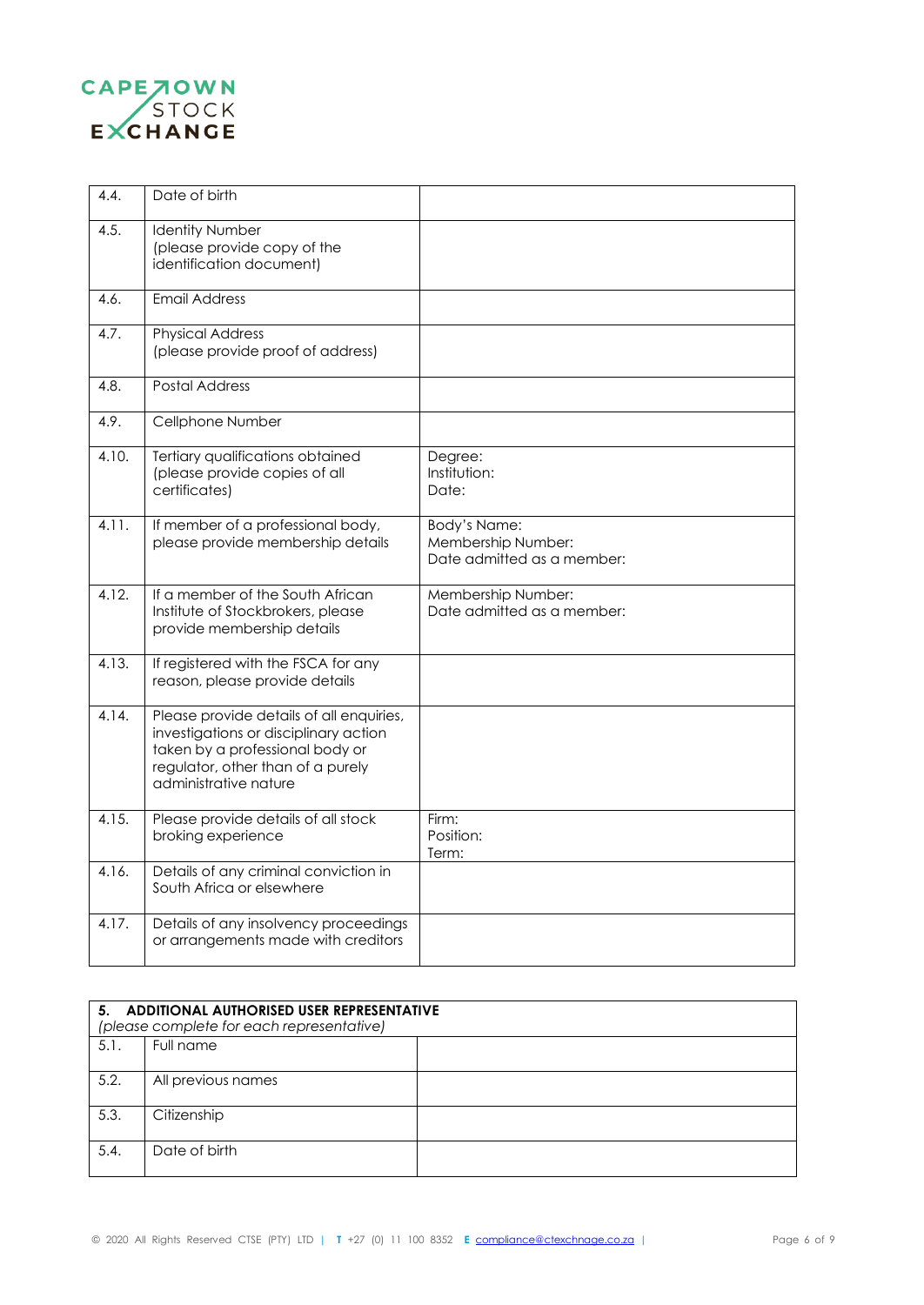| | | |
|---|---|---|
| 4.4. | Date of birth | |
| 4.5. | Identity Number (please provide copy of the identification document) | |
| 4.6. | Email Address | |
| 4.7. | Physical Address (please provide proof of address) | |
| 4.8. | Postal Address | |
| 4.9. | Cellphone Number | |
| 4.10. | Tertiary qualifications obtained (please provide copies of all certificates) | Degree:<br>Institution:<br>Date: |
| 4.11. | If member of a professional body, please provide membership details | Body's Name:<br>Membership Number:<br>Date admitted as a member: |
| 4.12. | If a member of the South African Institute of Stockbrokers, please provide membership details | Membership Number:<br>Date admitted as a member: |
| 4.13. | If registered with the FSCA for any reason, please provide details | |
| 4.14. | Please provide details of all enquiries, investigations or disciplinary action taken by a professional body or regulator, other than of a purely administrative nature | |
| 4.15. | Please provide details of all stock broking experience | Firm:<br>Position:<br>Term: |
| 4.16. | Details of any criminal conviction in South Africa or elsewhere | |
| 4.17. | Details of any insolvency proceedings or arrangements made with creditors | |

| **5. ADDITIONAL AUTHORISED USER REPRESENTATIVE**<br>*(please complete for each representative)* | | |
|---|---|---|
| 5.1. | Full name | |
| 5.2. | All previous names | |
| 5.3. | Citizenship | |
| 5.4. | Date of birth | |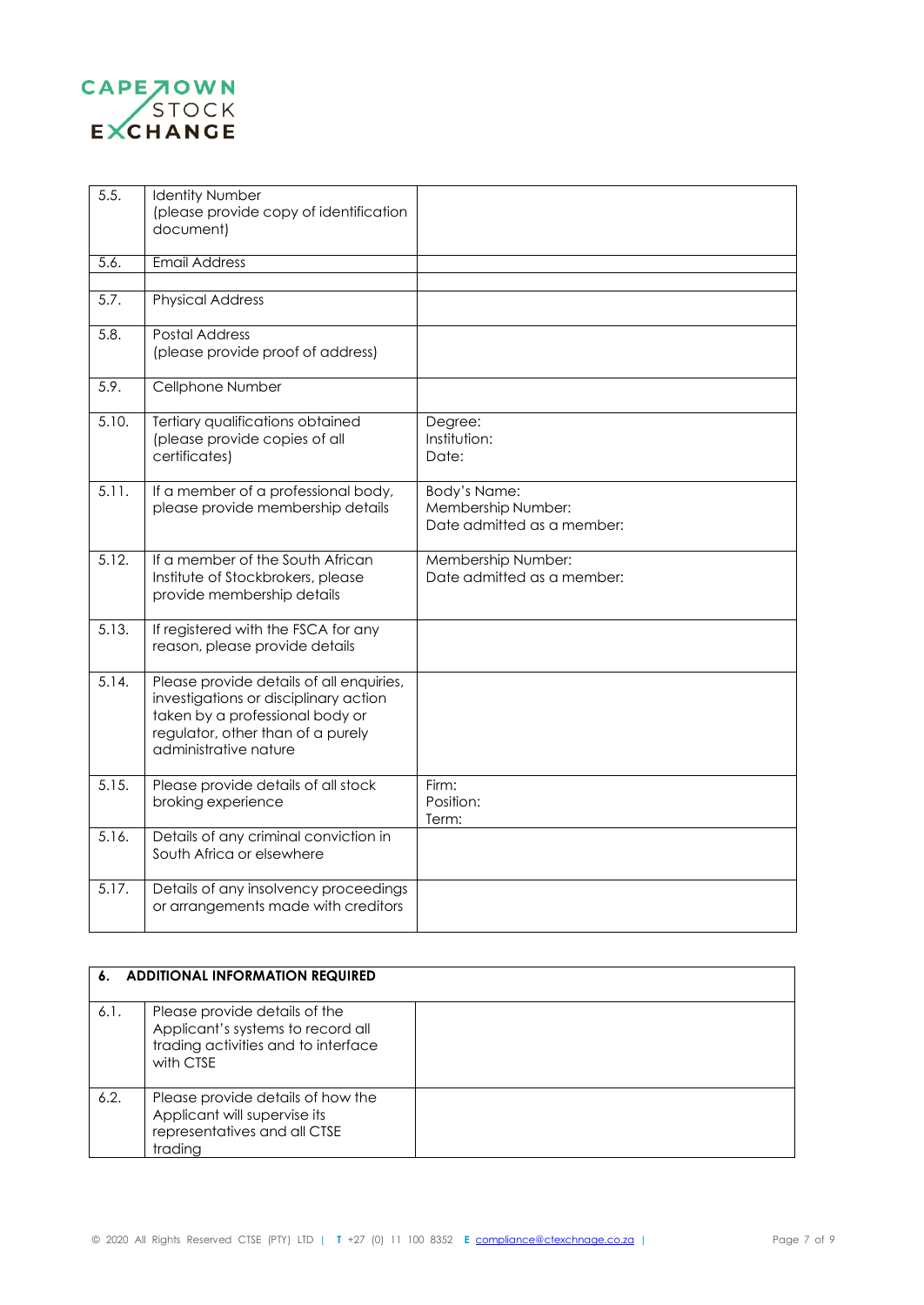| | | |
|---|---|---|
| 5.5. | Identity Number (please provide copy of identification document) | |
| 5.6. | Email Address | |
| | | |
| 5.7. | Physical Address | |
| 5.8. | Postal Address (please provide proof of address) | |
| 5.9. | Cellphone Number | |
| 5.10. | Tertiary qualifications obtained (please provide copies of all certificates) | Degree:<br>Institution:<br>Date: |
| 5.11. | If a member of a professional body, please provide membership details | Body's Name:<br>Membership Number:<br>Date admitted as a member: |
| 5.12. | If a member of the South African Institute of Stockbrokers, please provide membership details | Membership Number:<br>Date admitted as a member: |
| 5.13. | If registered with the FSCA for any reason, please provide details | |
| 5.14. | Please provide details of all enquiries, investigations or disciplinary action taken by a professional body or regulator, other than of a purely administrative nature | |
| 5.15. | Please provide details of all stock broking experience | Firm:<br>Position:<br>Term: |
| 5.16. | Details of any criminal conviction in South Africa or elsewhere | |
| 5.17. | Details of any insolvency proceedings or arrangements made with creditors | |

| **6. ADDITIONAL INFORMATION REQUIRED** | | |
|---|---|---|
| 6.1. | Please provide details of the Applicant's systems to record all trading activities and to interface with CTSE | |
| 6.2. | Please provide details of how the Applicant will supervise its representatives and all CTSE trading | |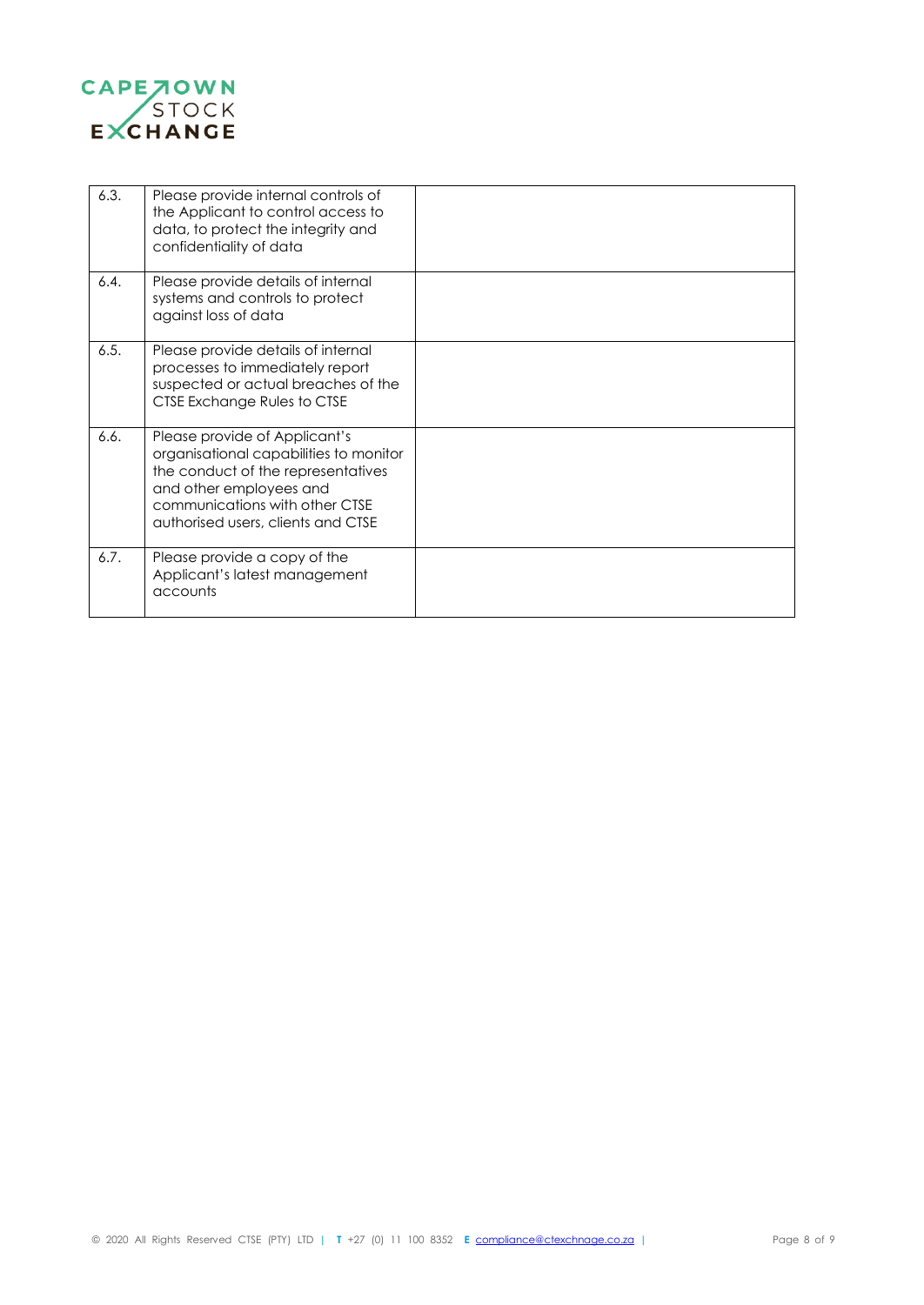| | | |
|---|---|---|
| 6.3. | Please provide internal controls of the Applicant to control access to data, to protect the integrity and confidentiality of data | |
| 6.4. | Please provide details of internal systems and controls to protect against loss of data | |
| 6.5. | Please provide details of internal processes to immediately report suspected or actual breaches of the CTSE Exchange Rules to CTSE | |
| 6.6. | Please provide of Applicant's organisational capabilities to monitor the conduct of the representatives and other employees and communications with other CTSE authorised users, clients and CTSE | |
| 6.7. | Please provide a copy of the Applicant's latest management accounts | |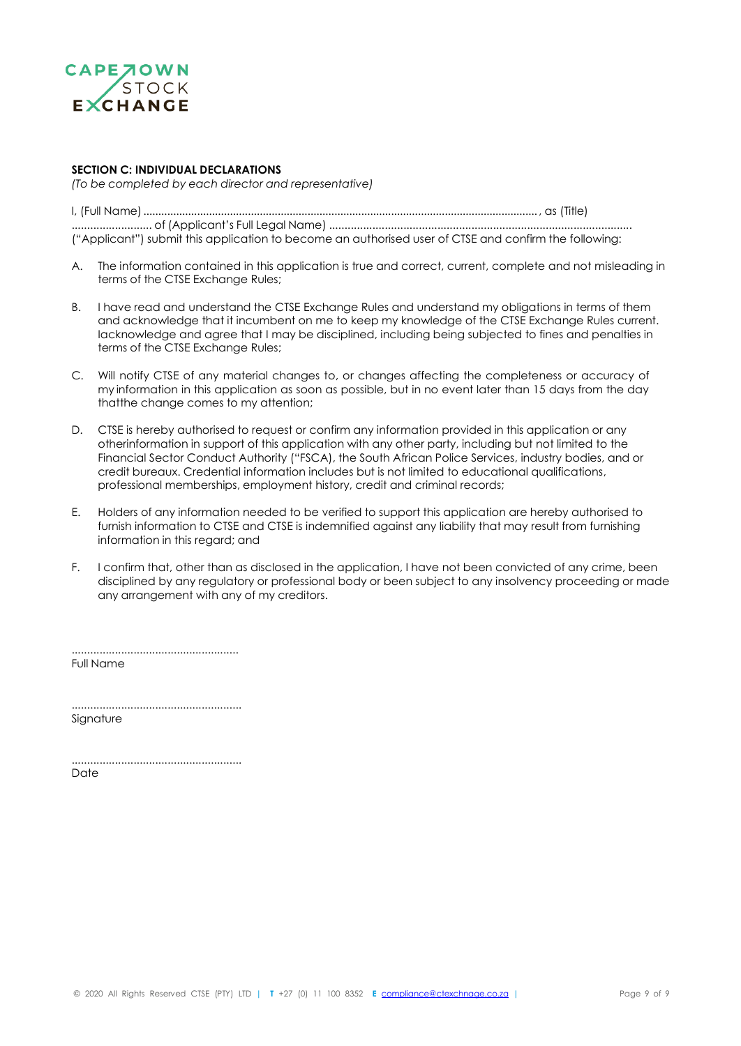**SECTION C: INDIVIDUAL DECLARATIONS**

*(To be completed by each director and representative)*

I, (Full Name) .................................................................................................................................., as (Title) .......................... of (Applicant's Full Legal Name) ................................................................................................ ("Applicant") submit this application to become an authorised user of CTSE and confirm the following:

A. The information contained in this application is true and correct, current, complete and not misleading in terms of the CTSE Exchange Rules;

B. I have read and understand the CTSE Exchange Rules and understand my obligations in terms of them and acknowledge that it incumbent on me to keep my knowledge of the CTSE Exchange Rules current. Iacknowledge and agree that I may be disciplined, including being subjected to fines and penalties in terms of the CTSE Exchange Rules;

C. Will notify CTSE of any material changes to, or changes affecting the completeness or accuracy of my information in this application as soon as possible, but in no event later than 15 days from the day thatthe change comes to my attention;

D. CTSE is hereby authorised to request or confirm any information provided in this application or any otherinformation in support of this application with any other party, including but not limited to the Financial Sector Conduct Authority ("FSCA), the South African Police Services, industry bodies, and or credit bureaux. Credential information includes but is not limited to educational qualifications, professional memberships, employment history, credit and criminal records;

E. Holders of any information needed to be verified to support this application are hereby authorised to furnish information to CTSE and CTSE is indemnified against any liability that may result from furnishing information in this regard; and

F. I confirm that, other than as disclosed in the application, I have not been convicted of any crime, been disciplined by any regulatory or professional body or been subject to any insolvency proceeding or made any arrangement with any of my creditors.

......................................................
Full Name

......................................................
Signature

......................................................
Date